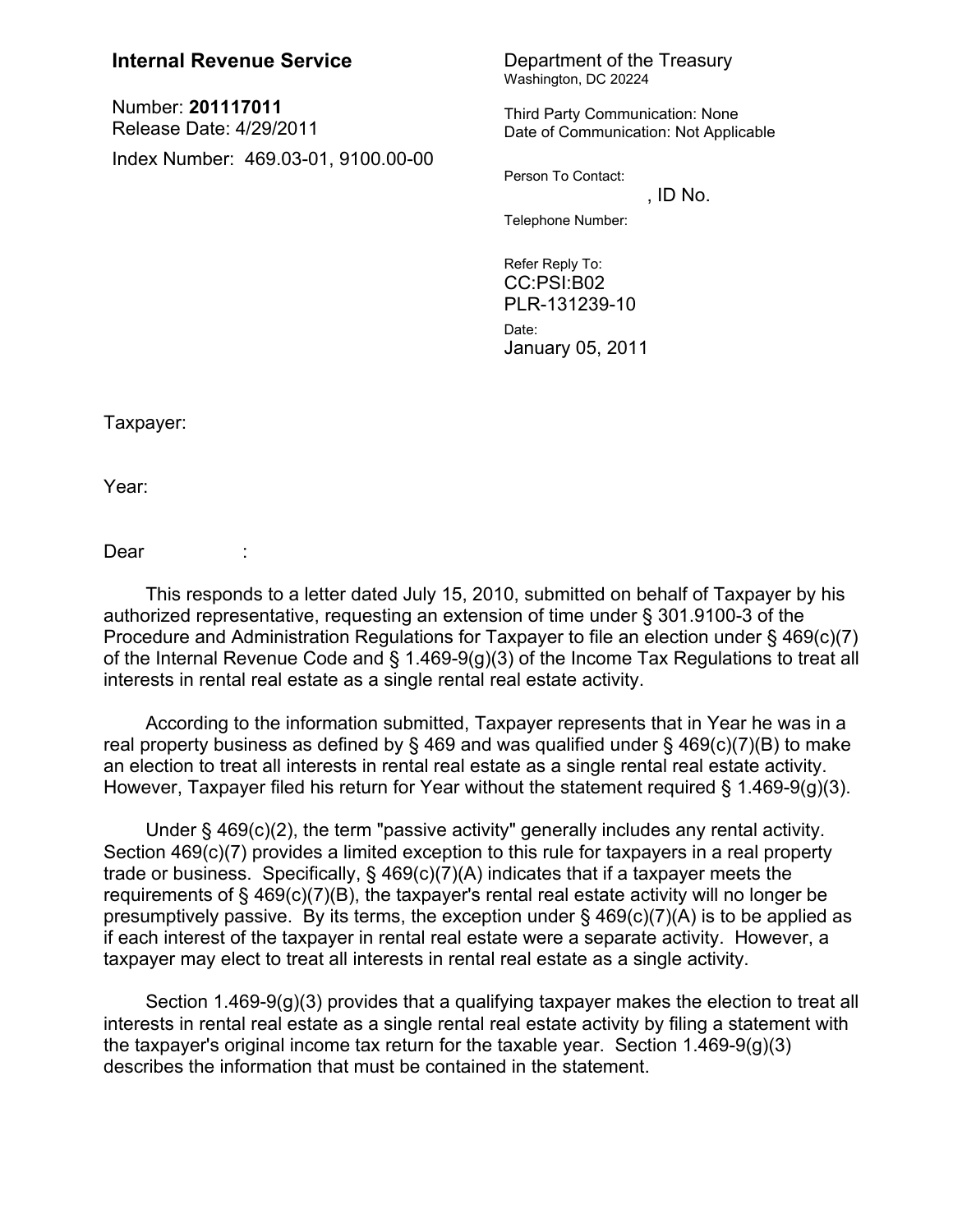**Internal Revenue Service**

Number: **201117011**
Release Date: 4/29/2011

Index Number: 469.03-01, 9100.00-00

Department of the Treasury
Washington, DC 20224

Third Party Communication: None
Date of Communication: Not Applicable

Person To Contact:
, ID No.

Telephone Number:

Refer Reply To:
CC:PSI:B02
PLR-131239-10

Date:
January 05, 2011

Taxpayer:

Year:

Dear :

This responds to a letter dated July 15, 2010, submitted on behalf of Taxpayer by his authorized representative, requesting an extension of time under § 301.9100-3 of the Procedure and Administration Regulations for Taxpayer to file an election under § 469(c)(7) of the Internal Revenue Code and § 1.469-9(g)(3) of the Income Tax Regulations to treat all interests in rental real estate as a single rental real estate activity.

According to the information submitted, Taxpayer represents that in Year he was in a real property business as defined by § 469 and was qualified under § 469(c)(7)(B) to make an election to treat all interests in rental real estate as a single rental real estate activity. However, Taxpayer filed his return for Year without the statement required § 1.469-9(g)(3).

Under § 469(c)(2), the term "passive activity" generally includes any rental activity. Section 469(c)(7) provides a limited exception to this rule for taxpayers in a real property trade or business. Specifically, § 469(c)(7)(A) indicates that if a taxpayer meets the requirements of § 469(c)(7)(B), the taxpayer's rental real estate activity will no longer be presumptively passive. By its terms, the exception under § 469(c)(7)(A) is to be applied as if each interest of the taxpayer in rental real estate were a separate activity. However, a taxpayer may elect to treat all interests in rental real estate as a single activity.

Section 1.469-9(g)(3) provides that a qualifying taxpayer makes the election to treat all interests in rental real estate as a single rental real estate activity by filing a statement with the taxpayer's original income tax return for the taxable year. Section 1.469-9(g)(3) describes the information that must be contained in the statement.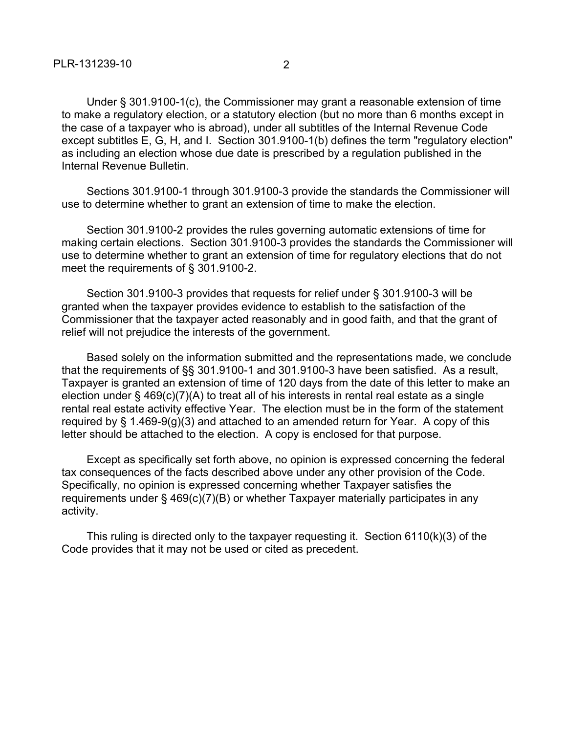Under § 301.9100-1(c), the Commissioner may grant a reasonable extension of time to make a regulatory election, or a statutory election (but no more than 6 months except in the case of a taxpayer who is abroad), under all subtitles of the Internal Revenue Code except subtitles E, G, H, and I. Section 301.9100-1(b) defines the term "regulatory election" as including an election whose due date is prescribed by a regulation published in the Internal Revenue Bulletin.

Sections 301.9100-1 through 301.9100-3 provide the standards the Commissioner will use to determine whether to grant an extension of time to make the election.

Section 301.9100-2 provides the rules governing automatic extensions of time for making certain elections. Section 301.9100-3 provides the standards the Commissioner will use to determine whether to grant an extension of time for regulatory elections that do not meet the requirements of § 301.9100-2.

Section 301.9100-3 provides that requests for relief under § 301.9100-3 will be granted when the taxpayer provides evidence to establish to the satisfaction of the Commissioner that the taxpayer acted reasonably and in good faith, and that the grant of relief will not prejudice the interests of the government.

Based solely on the information submitted and the representations made, we conclude that the requirements of §§ 301.9100-1 and 301.9100-3 have been satisfied. As a result, Taxpayer is granted an extension of time of 120 days from the date of this letter to make an election under § 469(c)(7)(A) to treat all of his interests in rental real estate as a single rental real estate activity effective Year. The election must be in the form of the statement required by § 1.469-9(g)(3) and attached to an amended return for Year. A copy of this letter should be attached to the election. A copy is enclosed for that purpose.

Except as specifically set forth above, no opinion is expressed concerning the federal tax consequences of the facts described above under any other provision of the Code. Specifically, no opinion is expressed concerning whether Taxpayer satisfies the requirements under § 469(c)(7)(B) or whether Taxpayer materially participates in any activity.

This ruling is directed only to the taxpayer requesting it. Section 6110(k)(3) of the Code provides that it may not be used or cited as precedent.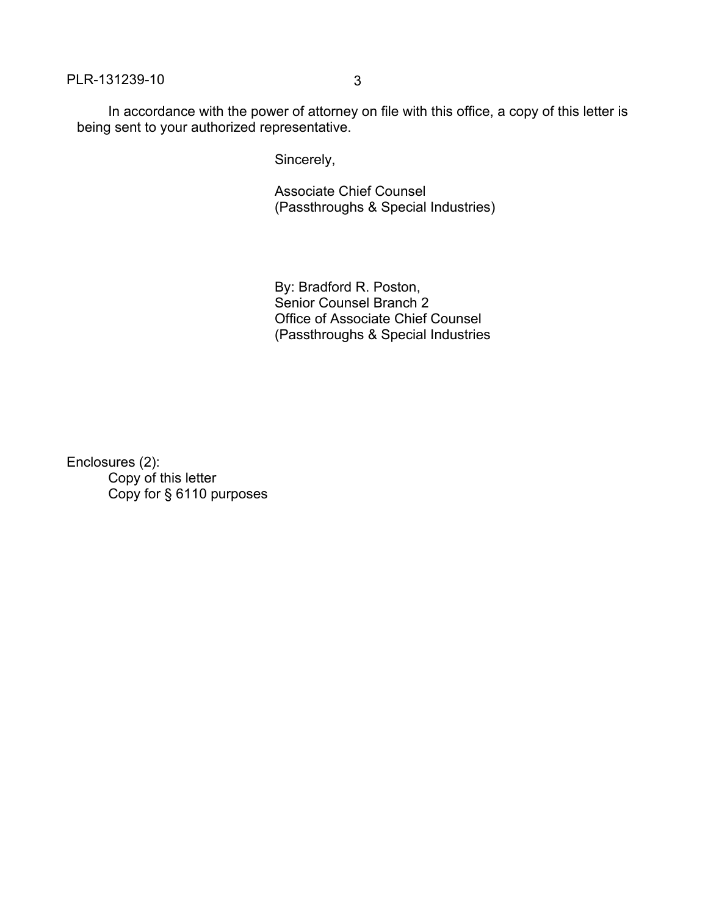In accordance with the power of attorney on file with this office, a copy of this letter is being sent to your authorized representative.

Sincerely,

Associate Chief Counsel
(Passthroughs & Special Industries)

By: Bradford R. Poston,
Senior Counsel Branch 2
Office of Associate Chief Counsel
(Passthroughs & Special Industries

Enclosures (2):
Copy of this letter
Copy for § 6110 purposes